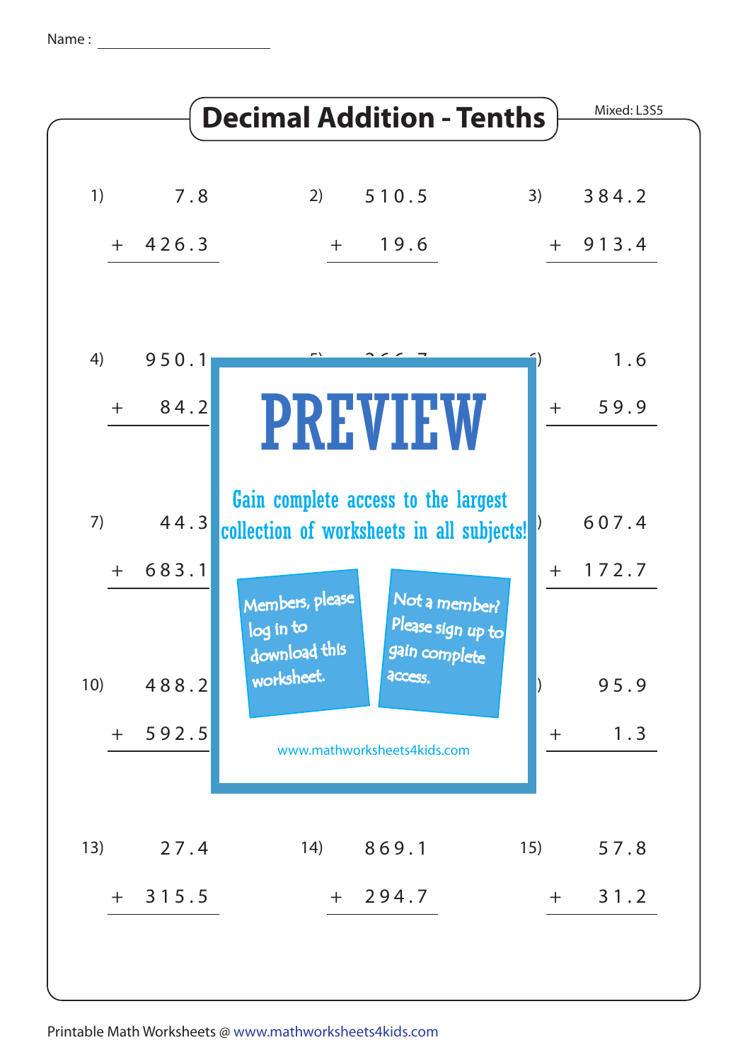Name : ____________________

# Decimal Addition - Tenths

Mixed: L3S5

1) $7.8 + 426.3$

2) $510.5 + 19.6$

3) $384.2 + 913.4$

4) $950.1 + 84.2$

5) $266.7$

6) $1.6 + 59.9$

7) $44.3 + 683.1$

9) $607.4 + 172.7$

10) $488.2 + 592.5$

12) $95.9 + 1.3$

13) $27.4 + 315.5$

14) $869.1 + 294.7$

15) $57.8 + 31.2$

PREVIEW

Gain complete access to the largest collection of worksheets in all subjects!

Members, please log in to download this worksheet.

Not a member? Please sign up to gain complete access.

www.mathworksheets4kids.com

Printable Math Worksheets @ www.mathworksheets4kids.com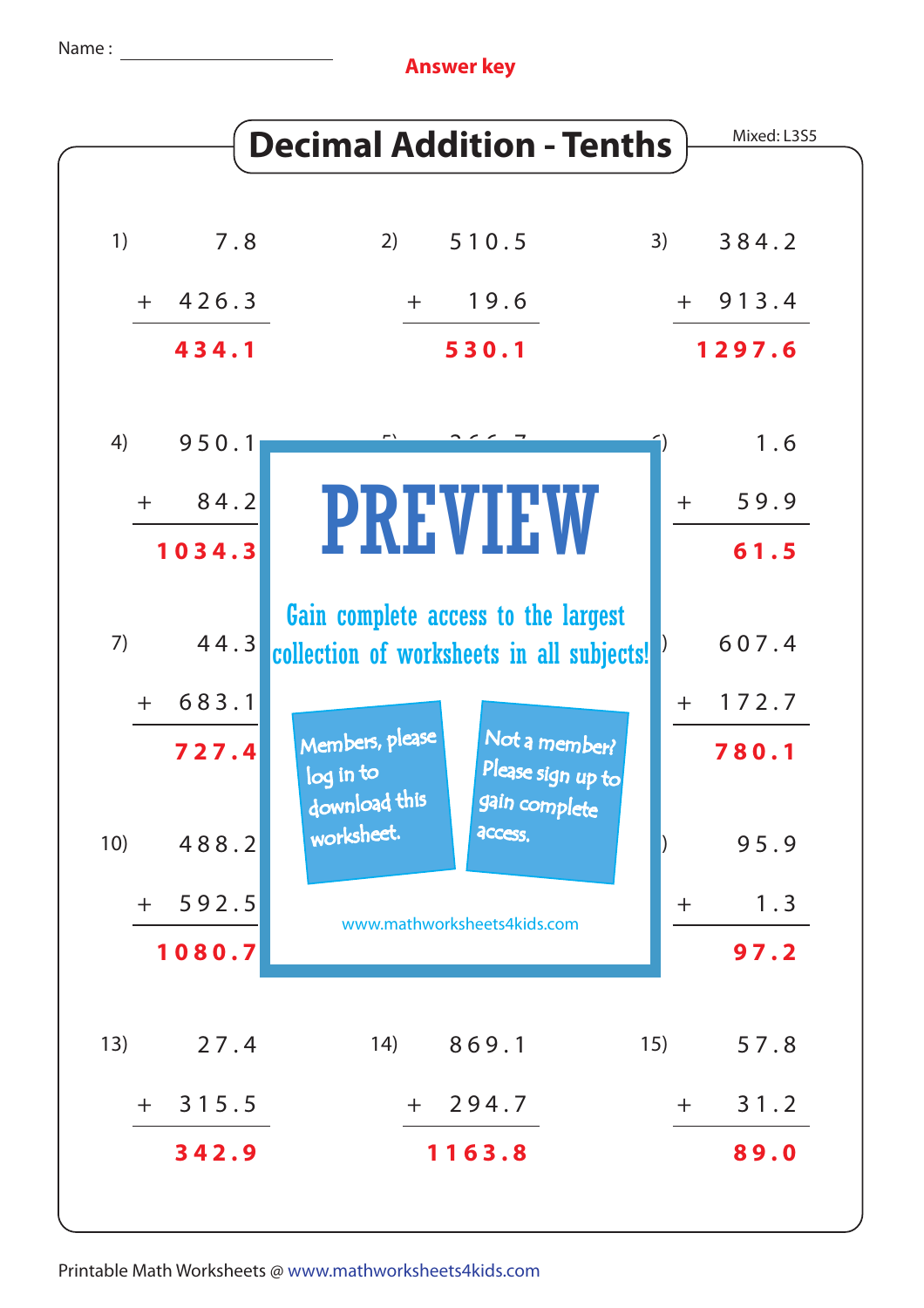Name : ______________________

**Answer key**

# Decimal Addition - Tenths

Mixed: L3S5

1) $7.8 + 426.3$ = **434.1**

2) $510.5 + 19.6$ = **530.1**

3) $384.2 + 913.4$ = **1297.6**

4) $950.1 + 84.2$ = **1034.3**

5) 266.7

6) $1.6 + 59.9$ = **61.5**

7) $44.3 + 683.1$ = **727.4**

8)

9) $607.4 + 172.7$ = **780.1**

10) $488.2 + 592.5$ = **1080.7**

11)

12) $95.9 + 1.3$ = **97.2**

13) $27.4 + 315.5$ = **342.9**

14) $869.1 + 294.7$ = **1163.8**

15) $57.8 + 31.2$ = **89.0**

PREVIEW

Gain complete access to the largest collection of worksheets in all subjects!

Members, please log in to download this worksheet.

Not a member? Please sign up to gain complete access.

www.mathworksheets4kids.com

Printable Math Worksheets @ www.mathworksheets4kids.com